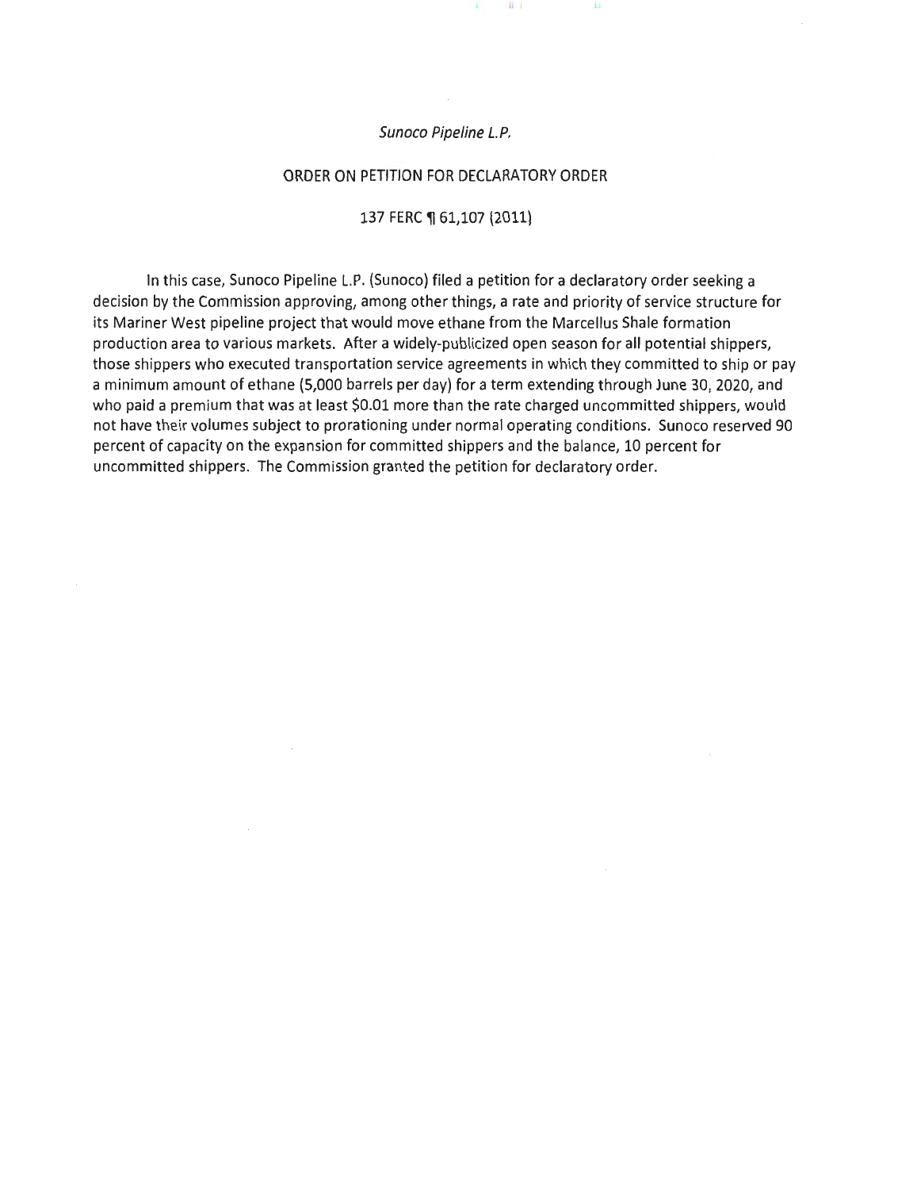*Sunoco Pipeline L.P.*

ORDER ON PETITION FOR DECLARATORY ORDER

137 FERC ¶ 61,107 (2011)

In this case, Sunoco Pipeline L.P. (Sunoco) filed a petition for a declaratory order seeking a decision by the Commission approving, among other things, a rate and priority of service structure for its Mariner West pipeline project that would move ethane from the Marcellus Shale formation production area to various markets. After a widely-publicized open season for all potential shippers, those shippers who executed transportation service agreements in which they committed to ship or pay a minimum amount of ethane (5,000 barrels per day) for a term extending through June 30, 2020, and who paid a premium that was at least $0.01 more than the rate charged uncommitted shippers, would not have their volumes subject to prorationing under normal operating conditions. Sunoco reserved 90 percent of capacity on the expansion for committed shippers and the balance, 10 percent for uncommitted shippers. The Commission granted the petition for declaratory order.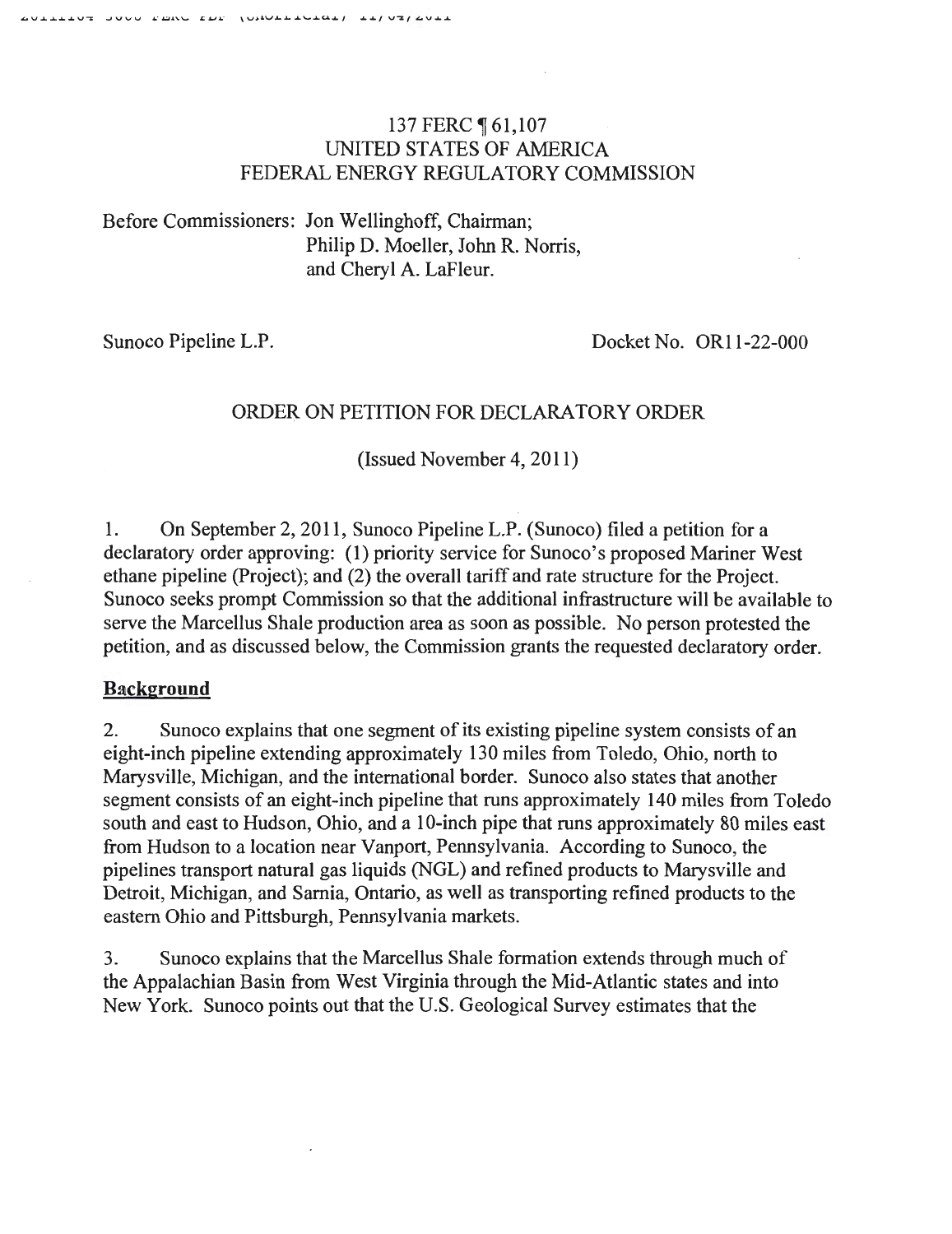137 FERC ¶ 61,107
UNITED STATES OF AMERICA
FEDERAL ENERGY REGULATORY COMMISSION

Before Commissioners: Jon Wellinghoff, Chairman;
Philip D. Moeller, John R. Norris,
and Cheryl A. LaFleur.

Sunoco Pipeline L.P. Docket No. OR11-22-000

ORDER ON PETITION FOR DECLARATORY ORDER

(Issued November 4, 2011)

1. On September 2, 2011, Sunoco Pipeline L.P. (Sunoco) filed a petition for a declaratory order approving: (1) priority service for Sunoco's proposed Mariner West ethane pipeline (Project); and (2) the overall tariff and rate structure for the Project. Sunoco seeks prompt Commission so that the additional infrastructure will be available to serve the Marcellus Shale production area as soon as possible. No person protested the petition, and as discussed below, the Commission grants the requested declaratory order.

## Background

2. Sunoco explains that one segment of its existing pipeline system consists of an eight-inch pipeline extending approximately 130 miles from Toledo, Ohio, north to Marysville, Michigan, and the international border. Sunoco also states that another segment consists of an eight-inch pipeline that runs approximately 140 miles from Toledo south and east to Hudson, Ohio, and a 10-inch pipe that runs approximately 80 miles east from Hudson to a location near Vanport, Pennsylvania. According to Sunoco, the pipelines transport natural gas liquids (NGL) and refined products to Marysville and Detroit, Michigan, and Sarnia, Ontario, as well as transporting refined products to the eastern Ohio and Pittsburgh, Pennsylvania markets.

3. Sunoco explains that the Marcellus Shale formation extends through much of the Appalachian Basin from West Virginia through the Mid-Atlantic states and into New York. Sunoco points out that the U.S. Geological Survey estimates that the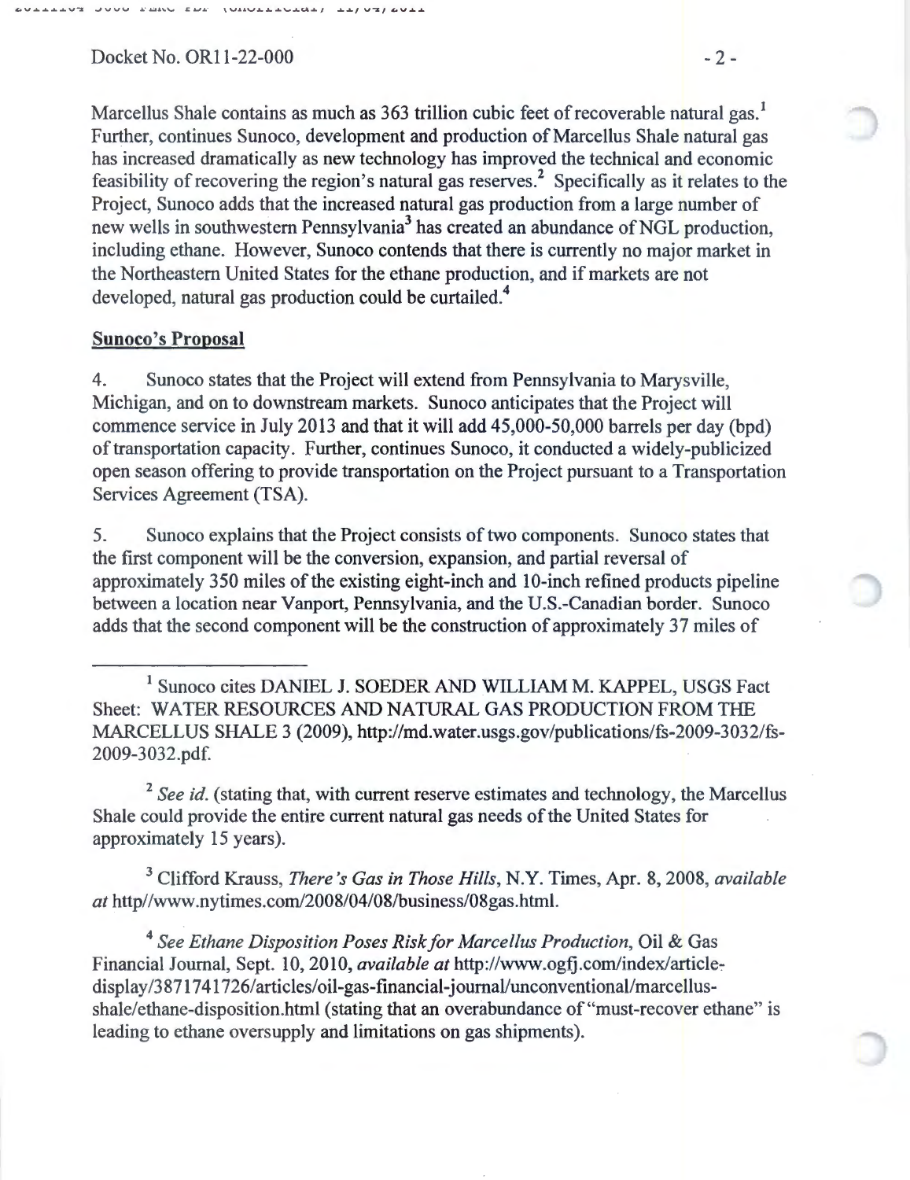Marcellus Shale contains as much as 363 trillion cubic feet of recoverable natural gas.[1] Further, continues Sunoco, development and production of Marcellus Shale natural gas has increased dramatically as new technology has improved the technical and economic feasibility of recovering the region's natural gas reserves.[2] Specifically as it relates to the Project, Sunoco adds that the increased natural gas production from a large number of new wells in southwestern Pennsylvania[3] has created an abundance of NGL production, including ethane. However, Sunoco contends that there is currently no major market in the Northeastern United States for the ethane production, and if markets are not developed, natural gas production could be curtailed.[4]

**Sunoco's Proposal**

4. Sunoco states that the Project will extend from Pennsylvania to Marysville, Michigan, and on to downstream markets. Sunoco anticipates that the Project will commence service in July 2013 and that it will add 45,000-50,000 barrels per day (bpd) of transportation capacity. Further, continues Sunoco, it conducted a widely-publicized open season offering to provide transportation on the Project pursuant to a Transportation Services Agreement (TSA).

5. Sunoco explains that the Project consists of two components. Sunoco states that the first component will be the conversion, expansion, and partial reversal of approximately 350 miles of the existing eight-inch and 10-inch refined products pipeline between a location near Vanport, Pennsylvania, and the U.S.-Canadian border. Sunoco adds that the second component will be the construction of approximately 37 miles of

---

[1] Sunoco cites DANIEL J. SOEDER AND WILLIAM M. KAPPEL, USGS Fact Sheet: WATER RESOURCES AND NATURAL GAS PRODUCTION FROM THE MARCELLUS SHALE 3 (2009), http://md.water.usgs.gov/publications/fs-2009-3032/fs-2009-3032.pdf.

[2] *See id.* (stating that, with current reserve estimates and technology, the Marcellus Shale could provide the entire current natural gas needs of the United States for approximately 15 years).

[3] Clifford Krauss, *There's Gas in Those Hills*, N.Y. Times, Apr. 8, 2008, *available at* http//www.nytimes.com/2008/04/08/business/08gas.html.

[4] *See Ethane Disposition Poses Risk for Marcellus Production*, Oil & Gas Financial Journal, Sept. 10, 2010, *available at* http://www.ogfj.com/index/article-display/3871741726/articles/oil-gas-financial-journal/unconventional/marcellus-shale/ethane-disposition.html (stating that an overabundance of "must-recover ethane" is leading to ethane oversupply and limitations on gas shipments).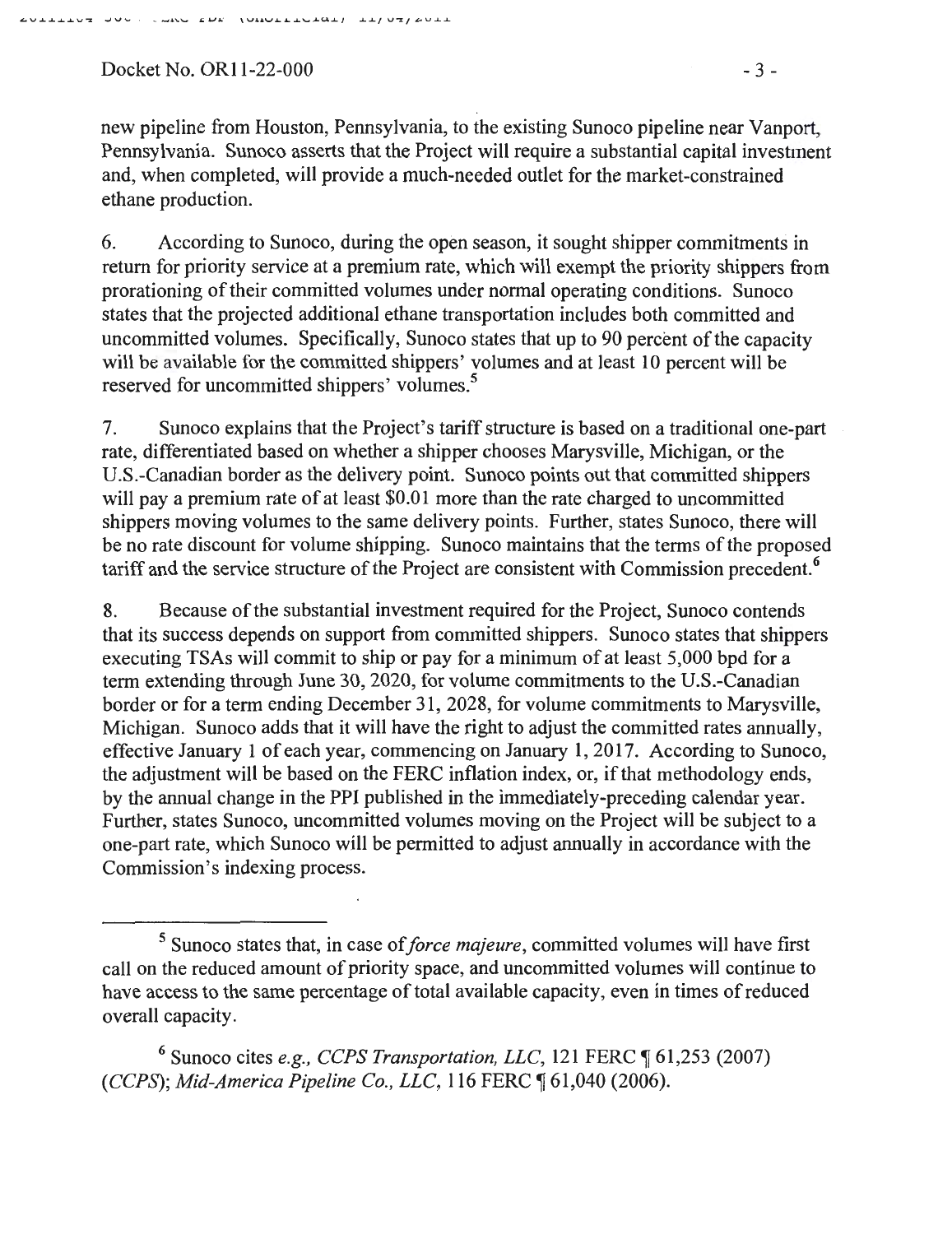new pipeline from Houston, Pennsylvania, to the existing Sunoco pipeline near Vanport, Pennsylvania. Sunoco asserts that the Project will require a substantial capital investment and, when completed, will provide a much-needed outlet for the market-constrained ethane production.

6. According to Sunoco, during the open season, it sought shipper commitments in return for priority service at a premium rate, which will exempt the priority shippers from prorationing of their committed volumes under normal operating conditions. Sunoco states that the projected additional ethane transportation includes both committed and uncommitted volumes. Specifically, Sunoco states that up to 90 percent of the capacity will be available for the committed shippers' volumes and at least 10 percent will be reserved for uncommitted shippers' volumes.[5]

7. Sunoco explains that the Project's tariff structure is based on a traditional one-part rate, differentiated based on whether a shipper chooses Marysville, Michigan, or the U.S.-Canadian border as the delivery point. Sunoco points out that committed shippers will pay a premium rate of at least $0.01 more than the rate charged to uncommitted shippers moving volumes to the same delivery points. Further, states Sunoco, there will be no rate discount for volume shipping. Sunoco maintains that the terms of the proposed tariff and the service structure of the Project are consistent with Commission precedent.[6]

8. Because of the substantial investment required for the Project, Sunoco contends that its success depends on support from committed shippers. Sunoco states that shippers executing TSAs will commit to ship or pay for a minimum of at least 5,000 bpd for a term extending through June 30, 2020, for volume commitments to the U.S.-Canadian border or for a term ending December 31, 2028, for volume commitments to Marysville, Michigan. Sunoco adds that it will have the right to adjust the committed rates annually, effective January 1 of each year, commencing on January 1, 2017. According to Sunoco, the adjustment will be based on the FERC inflation index, or, if that methodology ends, by the annual change in the PPI published in the immediately-preceding calendar year. Further, states Sunoco, uncommitted volumes moving on the Project will be subject to a one-part rate, which Sunoco will be permitted to adjust annually in accordance with the Commission's indexing process.

---

[5] Sunoco states that, in case of *force majeure*, committed volumes will have first call on the reduced amount of priority space, and uncommitted volumes will continue to have access to the same percentage of total available capacity, even in times of reduced overall capacity.

[6] Sunoco cites *e.g., CCPS Transportation, LLC*, 121 FERC ¶ 61,253 (2007) (*CCPS*); *Mid-America Pipeline Co., LLC*, 116 FERC ¶ 61,040 (2006).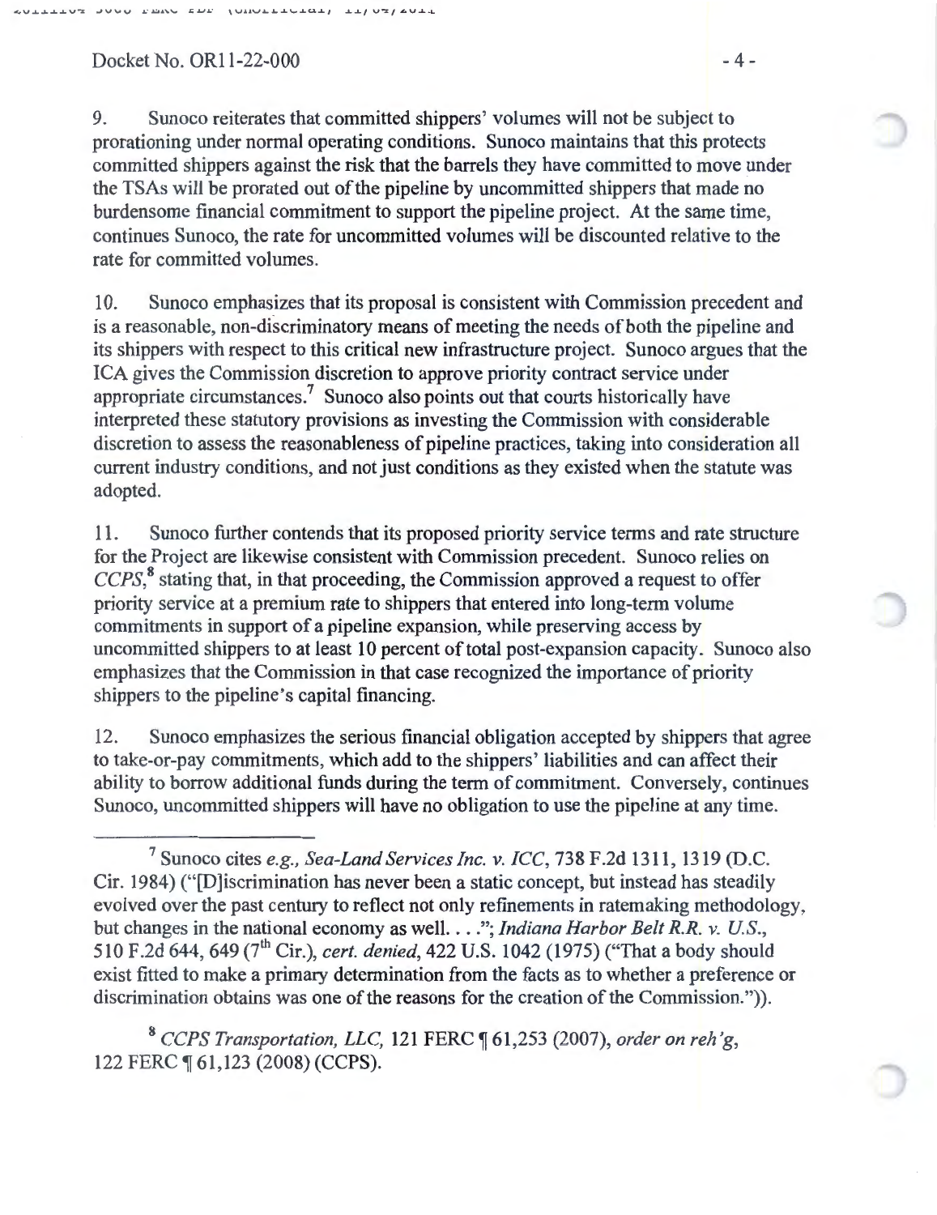9. Sunoco reiterates that committed shippers' volumes will not be subject to prorationing under normal operating conditions. Sunoco maintains that this protects committed shippers against the risk that the barrels they have committed to move under the TSAs will be prorated out of the pipeline by uncommitted shippers that made no burdensome financial commitment to support the pipeline project. At the same time, continues Sunoco, the rate for uncommitted volumes will be discounted relative to the rate for committed volumes.

10. Sunoco emphasizes that its proposal is consistent with Commission precedent and is a reasonable, non-discriminatory means of meeting the needs of both the pipeline and its shippers with respect to this critical new infrastructure project. Sunoco argues that the ICA gives the Commission discretion to approve priority contract service under appropriate circumstances.[7] Sunoco also points out that courts historically have interpreted these statutory provisions as investing the Commission with considerable discretion to assess the reasonableness of pipeline practices, taking into consideration all current industry conditions, and not just conditions as they existed when the statute was adopted.

11. Sunoco further contends that its proposed priority service terms and rate structure for the Project are likewise consistent with Commission precedent. Sunoco relies on *CCPS*,[8] stating that, in that proceeding, the Commission approved a request to offer priority service at a premium rate to shippers that entered into long-term volume commitments in support of a pipeline expansion, while preserving access by uncommitted shippers to at least 10 percent of total post-expansion capacity. Sunoco also emphasizes that the Commission in that case recognized the importance of priority shippers to the pipeline's capital financing.

12. Sunoco emphasizes the serious financial obligation accepted by shippers that agree to take-or-pay commitments, which add to the shippers' liabilities and can affect their ability to borrow additional funds during the term of commitment. Conversely, continues Sunoco, uncommitted shippers will have no obligation to use the pipeline at any time.

---

[7] Sunoco cites *e.g., Sea-Land Services Inc. v. ICC*, 738 F.2d 1311, 1319 (D.C. Cir. 1984) ("[D]iscrimination has never been a static concept, but instead has steadily evolved over the past century to reflect not only refinements in ratemaking methodology, but changes in the national economy as well. . . ."; *Indiana Harbor Belt R.R. v. U.S.*, 510 F.2d 644, 649 (7th Cir.), *cert. denied*, 422 U.S. 1042 (1975) ("That a body should exist fitted to make a primary determination from the facts as to whether a preference or discrimination obtains was one of the reasons for the creation of the Commission.")).

[8] *CCPS Transportation, LLC*, 121 FERC ¶ 61,253 (2007), *order on reh'g*, 122 FERC ¶ 61,123 (2008) (CCPS).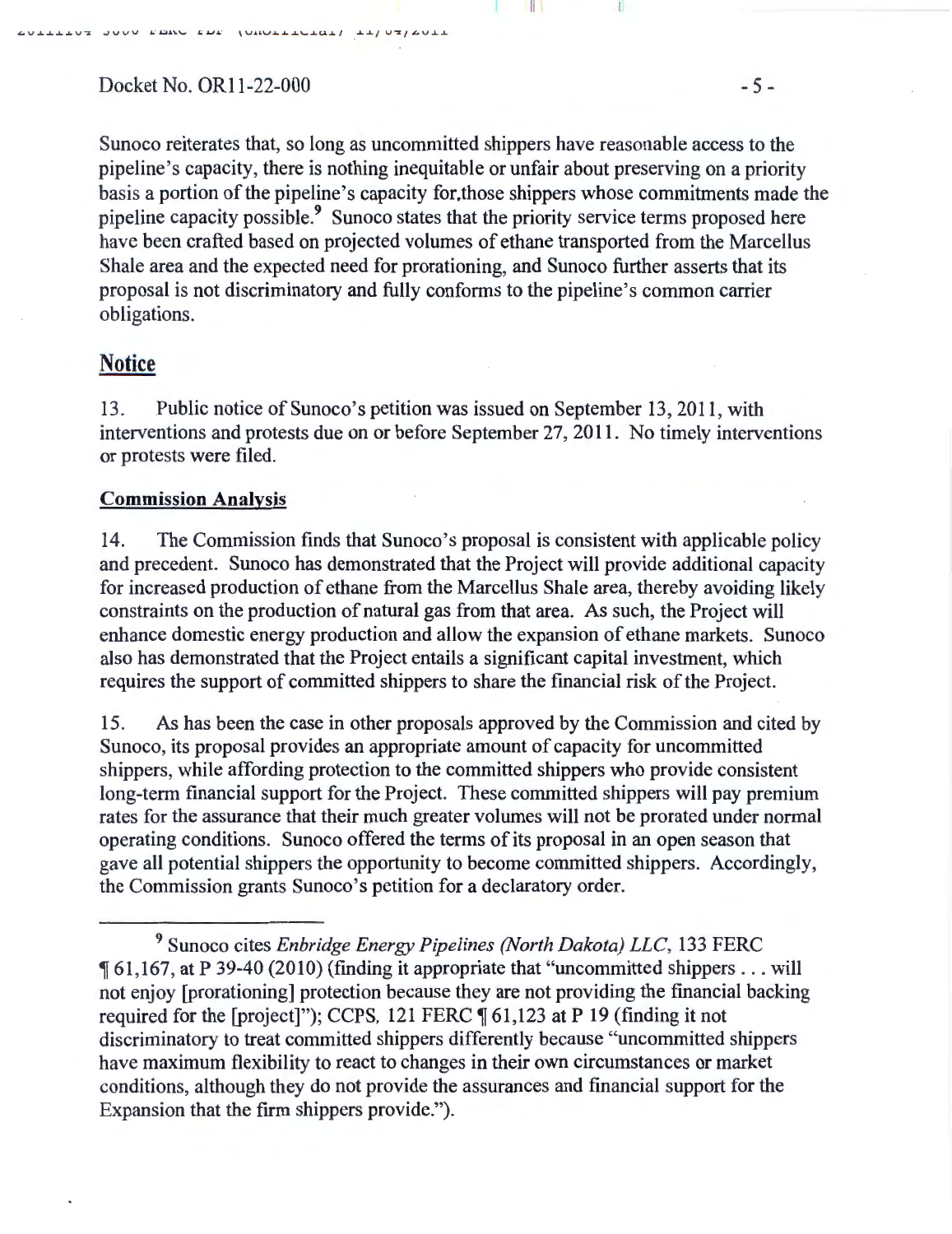Sunoco reiterates that, so long as uncommitted shippers have reasonable access to the pipeline's capacity, there is nothing inequitable or unfair about preserving on a priority basis a portion of the pipeline's capacity for those shippers whose commitments made the pipeline capacity possible.[9] Sunoco states that the priority service terms proposed here have been crafted based on projected volumes of ethane transported from the Marcellus Shale area and the expected need for prorationing, and Sunoco further asserts that its proposal is not discriminatory and fully conforms to the pipeline's common carrier obligations.

## Notice

13. Public notice of Sunoco's petition was issued on September 13, 2011, with interventions and protests due on or before September 27, 2011. No timely interventions or protests were filed.

### Commission Analysis

14. The Commission finds that Sunoco's proposal is consistent with applicable policy and precedent. Sunoco has demonstrated that the Project will provide additional capacity for increased production of ethane from the Marcellus Shale area, thereby avoiding likely constraints on the production of natural gas from that area. As such, the Project will enhance domestic energy production and allow the expansion of ethane markets. Sunoco also has demonstrated that the Project entails a significant capital investment, which requires the support of committed shippers to share the financial risk of the Project.

15. As has been the case in other proposals approved by the Commission and cited by Sunoco, its proposal provides an appropriate amount of capacity for uncommitted shippers, while affording protection to the committed shippers who provide consistent long-term financial support for the Project. These committed shippers will pay premium rates for the assurance that their much greater volumes will not be prorated under normal operating conditions. Sunoco offered the terms of its proposal in an open season that gave all potential shippers the opportunity to become committed shippers. Accordingly, the Commission grants Sunoco's petition for a declaratory order.

---

[9] Sunoco cites *Enbridge Energy Pipelines (North Dakota) LLC*, 133 FERC ¶ 61,167, at P 39-40 (2010) (finding it appropriate that "uncommitted shippers . . . will not enjoy [prorationing] protection because they are not providing the financial backing required for the [project]"); CCPS, 121 FERC ¶ 61,123 at P 19 (finding it not discriminatory to treat committed shippers differently because "uncommitted shippers have maximum flexibility to react to changes in their own circumstances or market conditions, although they do not provide the assurances and financial support for the Expansion that the firm shippers provide.").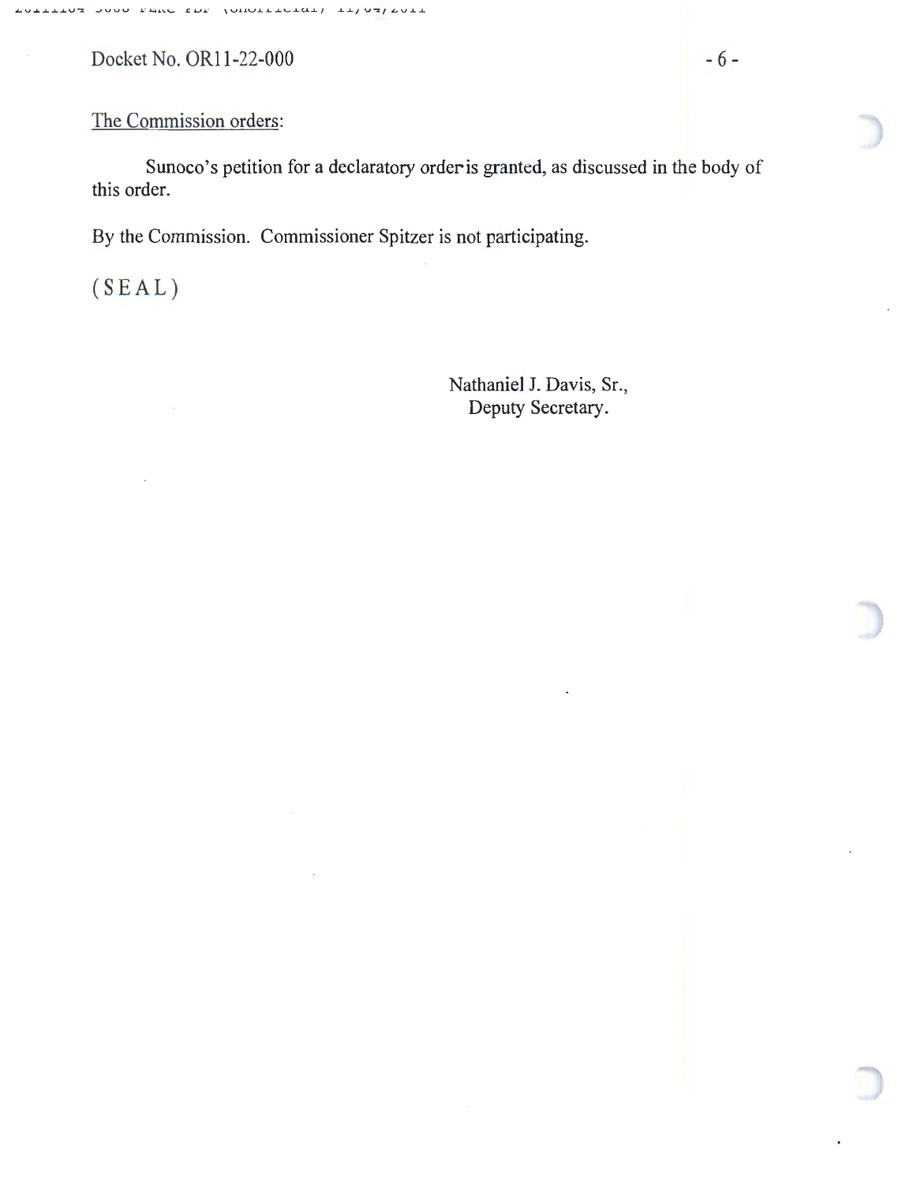Docket No. OR11-22-000

The Commission orders:

Sunoco's petition for a declaratory order is granted, as discussed in the body of this order.

By the Commission. Commissioner Spitzer is not participating.

( S E A L )

Nathaniel J. Davis, Sr.,
Deputy Secretary.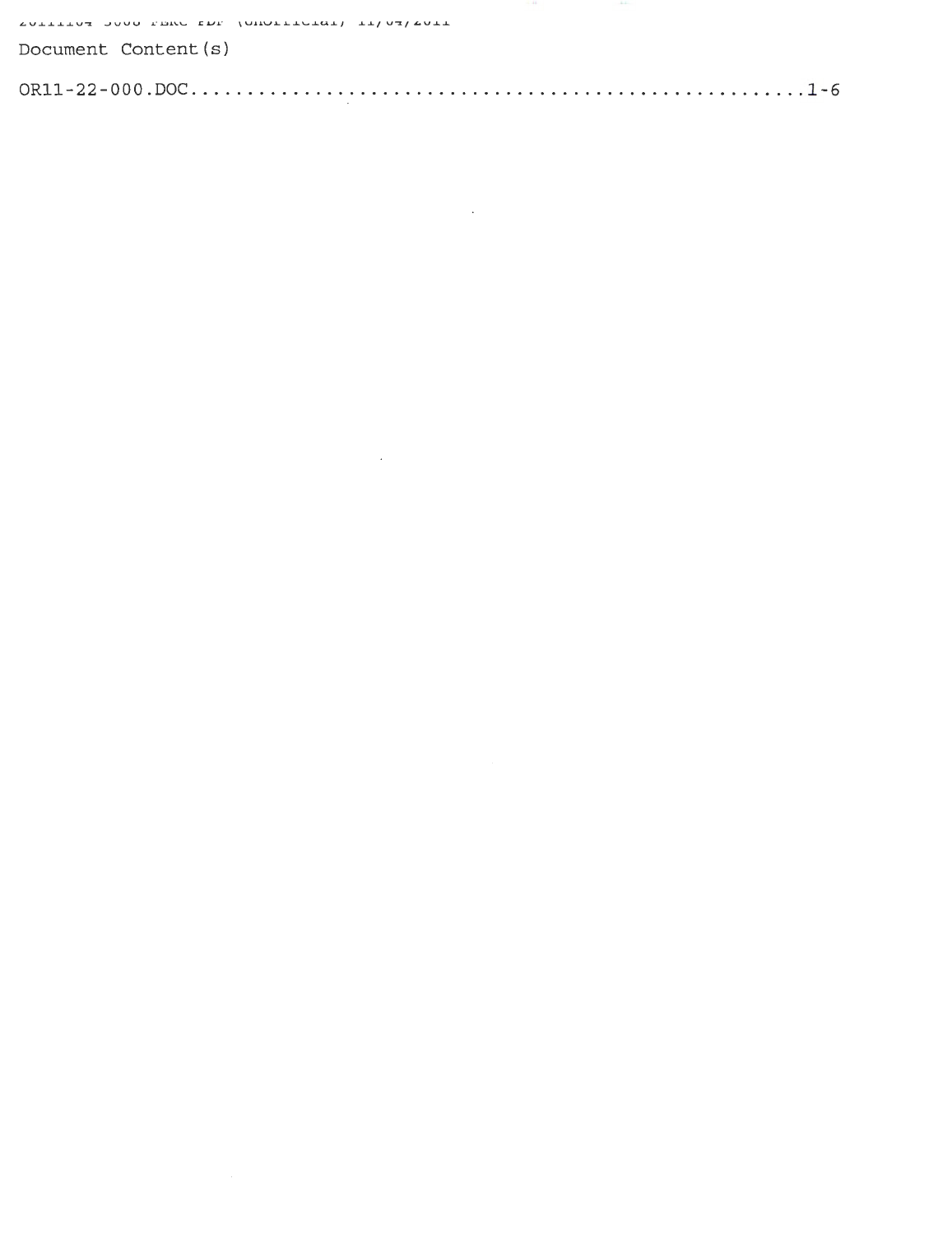Document Content(s)

OR11-22-000.DOC.......................................................1-6